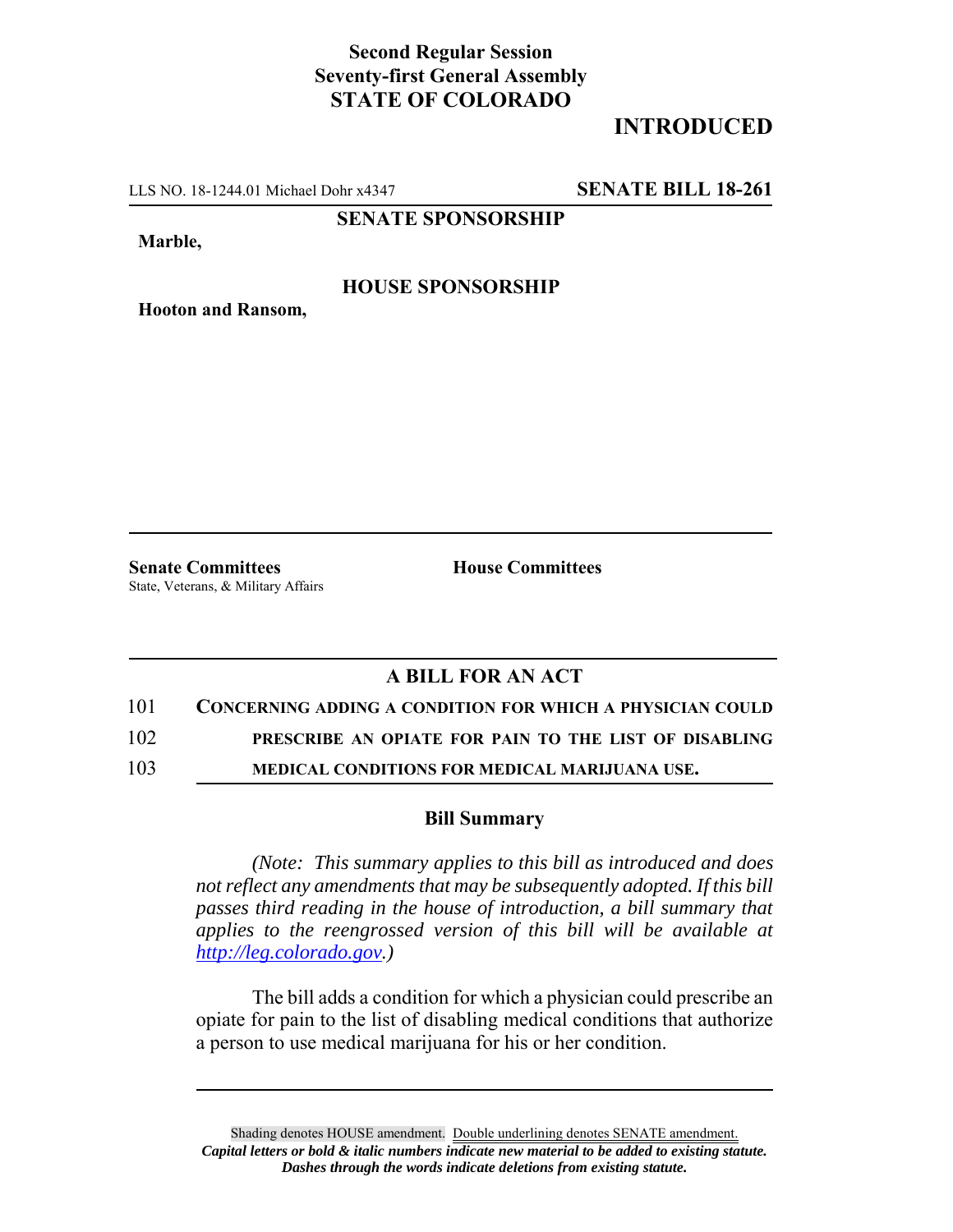**Second Regular Session**
**Seventy-first General Assembly**
**STATE OF COLORADO**

# INTRODUCED

LLS NO. 18-1244.01 Michael Dohr x4347 **SENATE BILL 18-261**

**SENATE SPONSORSHIP**

**Marble,**

**HOUSE SPONSORSHIP**

**Hooton and Ransom,**

**Senate Committees**
State, Veterans, & Military Affairs

**House Committees**

## A BILL FOR AN ACT

101 **CONCERNING ADDING A CONDITION FOR WHICH A PHYSICIAN COULD**
102 **PRESCRIBE AN OPIATE FOR PAIN TO THE LIST OF DISABLING**
103 **MEDICAL CONDITIONS FOR MEDICAL MARIJUANA USE.**

### Bill Summary

*(Note: This summary applies to this bill as introduced and does not reflect any amendments that may be subsequently adopted. If this bill passes third reading in the house of introduction, a bill summary that applies to the reengrossed version of this bill will be available at http://leg.colorado.gov.)*

The bill adds a condition for which a physician could prescribe an opiate for pain to the list of disabling medical conditions that authorize a person to use medical marijuana for his or her condition.

Shading denotes HOUSE amendment. Double underlining denotes SENATE amendment.
*Capital letters or bold & italic numbers indicate new material to be added to existing statute.*
*Dashes through the words indicate deletions from existing statute.*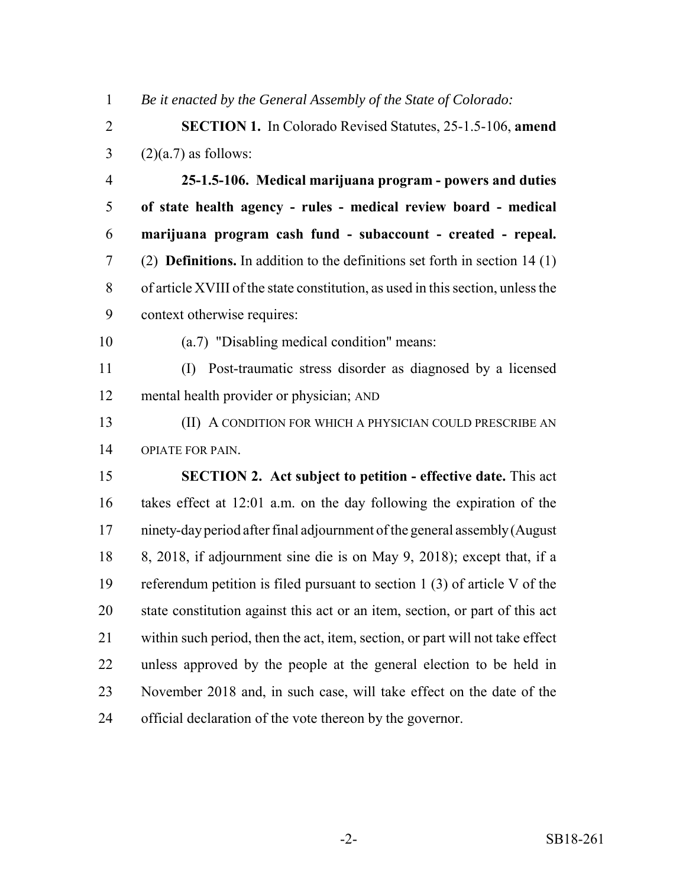*Be it enacted by the General Assembly of the State of Colorado:*

**SECTION 1.** In Colorado Revised Statutes, 25-1.5-106, **amend** (2)(a.7) as follows:

**25-1.5-106. Medical marijuana program - powers and duties of state health agency - rules - medical review board - medical marijuana program cash fund - subaccount - created - repeal.** (2) **Definitions.** In addition to the definitions set forth in section 14 (1) of article XVIII of the state constitution, as used in this section, unless the context otherwise requires:

(a.7) "Disabling medical condition" means:

(I) Post-traumatic stress disorder as diagnosed by a licensed mental health provider or physician; AND

(II) A CONDITION FOR WHICH A PHYSICIAN COULD PRESCRIBE AN OPIATE FOR PAIN.

**SECTION 2. Act subject to petition - effective date.** This act takes effect at 12:01 a.m. on the day following the expiration of the ninety-day period after final adjournment of the general assembly (August 8, 2018, if adjournment sine die is on May 9, 2018); except that, if a referendum petition is filed pursuant to section 1 (3) of article V of the state constitution against this act or an item, section, or part of this act within such period, then the act, item, section, or part will not take effect unless approved by the people at the general election to be held in November 2018 and, in such case, will take effect on the date of the official declaration of the vote thereon by the governor.